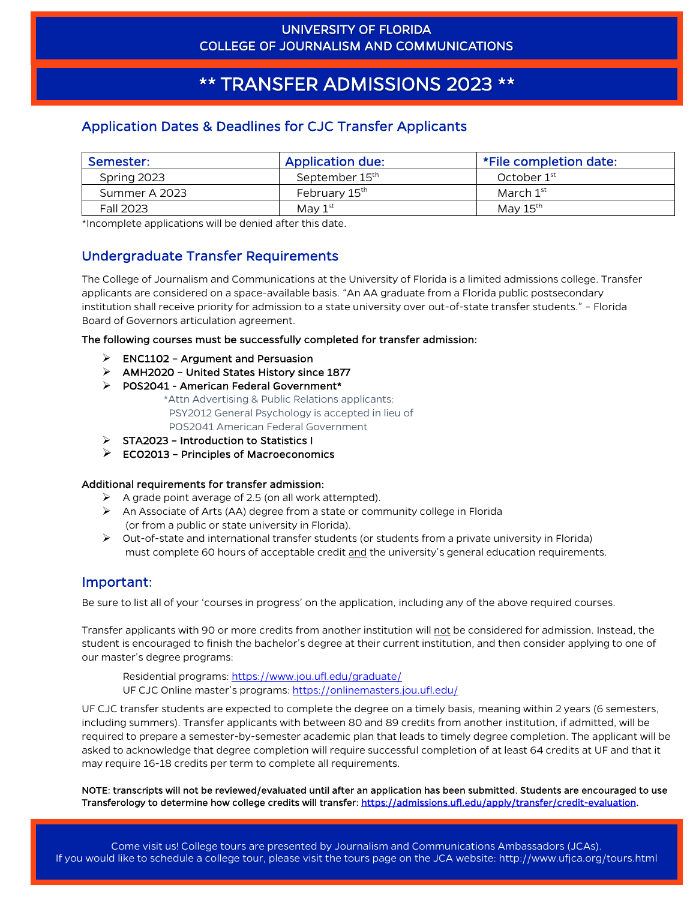# UNIVERSITY OF FLORIDA
# COLLEGE OF JOURNALISM AND COMMUNICATIONS

# ** TRANSFER ADMISSIONS 2023 **

## Application Dates & Deadlines for CJC Transfer Applicants

| Semester: | Application due: | *File completion date: |
|---|---|---|
| Spring 2023 | September 15th | October 1st |
| Summer A 2023 | February 15th | March 1st |
| Fall 2023 | May 1st | May 15th |

*Incomplete applications will be denied after this date.

## Undergraduate Transfer Requirements

The College of Journalism and Communications at the University of Florida is a limited admissions college. Transfer applicants are considered on a space-available basis. "An AA graduate from a Florida public postsecondary institution shall receive priority for admission to a state university over out-of-state transfer students." – Florida Board of Governors articulation agreement.

**The following courses must be successfully completed for transfer admission:**

- **ENC1102 – Argument and Persuasion**
- **AMH2020 – United States History since 1877**
- **POS2041 - American Federal Government***
  - *Attn Advertising & Public Relations applicants: PSY2012 General Psychology is accepted in lieu of POS2041 American Federal Government
- **STA2023 – Introduction to Statistics I**
- **ECO2013 – Principles of Macroeconomics**

**Additional requirements for transfer admission:**

- A grade point average of 2.5 (on all work attempted).
- An Associate of Arts (AA) degree from a state or community college in Florida (or from a public or state university in Florida).
- Out-of-state and international transfer students (or students from a private university in Florida) must complete 60 hours of acceptable credit and the university's general education requirements.

## Important:

Be sure to list all of your 'courses in progress' on the application, including any of the above required courses.

Transfer applicants with 90 or more credits from another institution will not be considered for admission. Instead, the student is encouraged to finish the bachelor's degree at their current institution, and then consider applying to one of our master's degree programs:

Residential programs: https://www.jou.ufl.edu/graduate/
UF CJC Online master's programs: https://onlinemasters.jou.ufl.edu/

UF CJC transfer students are expected to complete the degree on a timely basis, meaning within 2 years (6 semesters, including summers). Transfer applicants with between 80 and 89 credits from another institution, if admitted, will be required to prepare a semester-by-semester academic plan that leads to timely degree completion. The applicant will be asked to acknowledge that degree completion will require successful completion of at least 64 credits at UF and that it may require 16-18 credits per term to complete all requirements.

**NOTE: transcripts will not be reviewed/evaluated until after an application has been submitted. Students are encouraged to use Transferology to determine how college credits will transfer: https://admissions.ufl.edu/apply/transfer/credit-evaluation.**

Come visit us! College tours are presented by Journalism and Communications Ambassadors (JCAs).
If you would like to schedule a college tour, please visit the tours page on the JCA website: http://www.ufjca.org/tours.html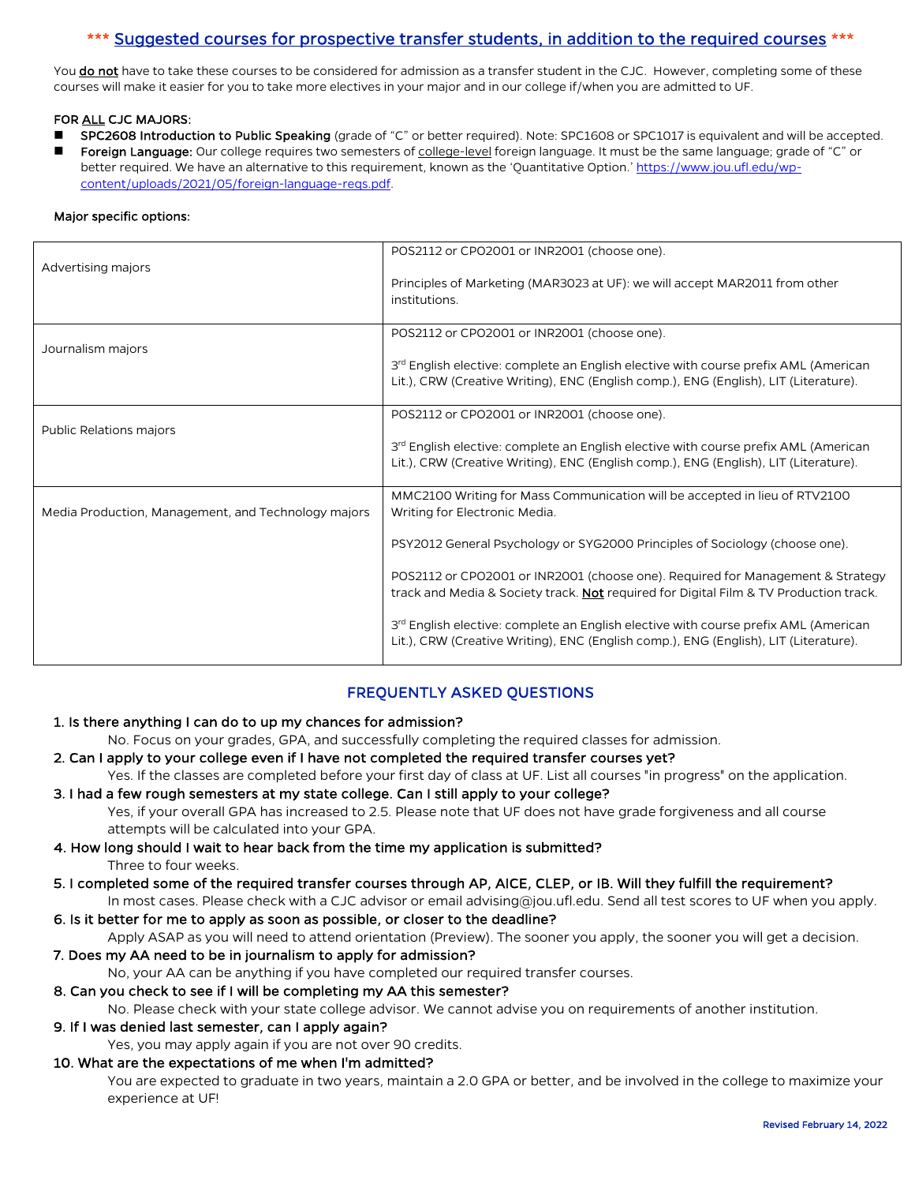## \*\*\* Suggested courses for prospective transfer students, in addition to the required courses \*\*\*

You **do not** have to take these courses to be considered for admission as a transfer student in the CJC. However, completing some of these courses will make it easier for you to take more electives in your major and in our college if/when you are admitted to UF.

**FOR ALL CJC MAJORS:**

- **SPC2608 Introduction to Public Speaking** (grade of "C" or better required). Note: SPC1608 or SPC1017 is equivalent and will be accepted.
- **Foreign Language:** Our college requires two semesters of college-level foreign language. It must be the same language; grade of "C" or better required. We have an alternative to this requirement, known as the 'Quantitative Option.' https://www.jou.ufl.edu/wp-content/uploads/2021/05/foreign-language-reqs.pdf.

**Major specific options:**

| | |
|---|---|
| Advertising majors | POS2112 or CPO2001 or INR2001 (choose one).<br><br>Principles of Marketing (MAR3023 at UF): we will accept MAR2011 from other institutions. |
| Journalism majors | POS2112 or CPO2001 or INR2001 (choose one).<br><br>3rd English elective: complete an English elective with course prefix AML (American Lit.), CRW (Creative Writing), ENC (English comp.), ENG (English), LIT (Literature). |
| Public Relations majors | POS2112 or CPO2001 or INR2001 (choose one).<br><br>3rd English elective: complete an English elective with course prefix AML (American Lit.), CRW (Creative Writing), ENC (English comp.), ENG (English), LIT (Literature). |
| Media Production, Management, and Technology majors | MMC2100 Writing for Mass Communication will be accepted in lieu of RTV2100 Writing for Electronic Media.<br><br>PSY2012 General Psychology or SYG2000 Principles of Sociology (choose one).<br><br>POS2112 or CPO2001 or INR2001 (choose one). Required for Management & Strategy track and Media & Society track. **Not** required for Digital Film & TV Production track.<br><br>3rd English elective: complete an English elective with course prefix AML (American Lit.), CRW (Creative Writing), ENC (English comp.), ENG (English), LIT (Literature). |

## FREQUENTLY ASKED QUESTIONS

1. **Is there anything I can do to up my chances for admission?**
   No. Focus on your grades, GPA, and successfully completing the required classes for admission.
2. **Can I apply to your college even if I have not completed the required transfer courses yet?**
   Yes. If the classes are completed before your first day of class at UF. List all courses "in progress" on the application.
3. **I had a few rough semesters at my state college. Can I still apply to your college?**
   Yes, if your overall GPA has increased to 2.5. Please note that UF does not have grade forgiveness and all course attempts will be calculated into your GPA.
4. **How long should I wait to hear back from the time my application is submitted?**
   Three to four weeks.
5. **I completed some of the required transfer courses through AP, AICE, CLEP, or IB. Will they fulfill the requirement?**
   In most cases. Please check with a CJC advisor or email advising@jou.ufl.edu. Send all test scores to UF when you apply.
6. **Is it better for me to apply as soon as possible, or closer to the deadline?**
   Apply ASAP as you will need to attend orientation (Preview). The sooner you apply, the sooner you will get a decision.
7. **Does my AA need to be in journalism to apply for admission?**
   No, your AA can be anything if you have completed our required transfer courses.
8. **Can you check to see if I will be completing my AA this semester?**
   No. Please check with your state college advisor. We cannot advise you on requirements of another institution.
9. **If I was denied last semester, can I apply again?**
   Yes, you may apply again if you are not over 90 credits.
10. **What are the expectations of me when I'm admitted?**
    You are expected to graduate in two years, maintain a 2.0 GPA or better, and be involved in the college to maximize your experience at UF!

Revised February 14, 2022